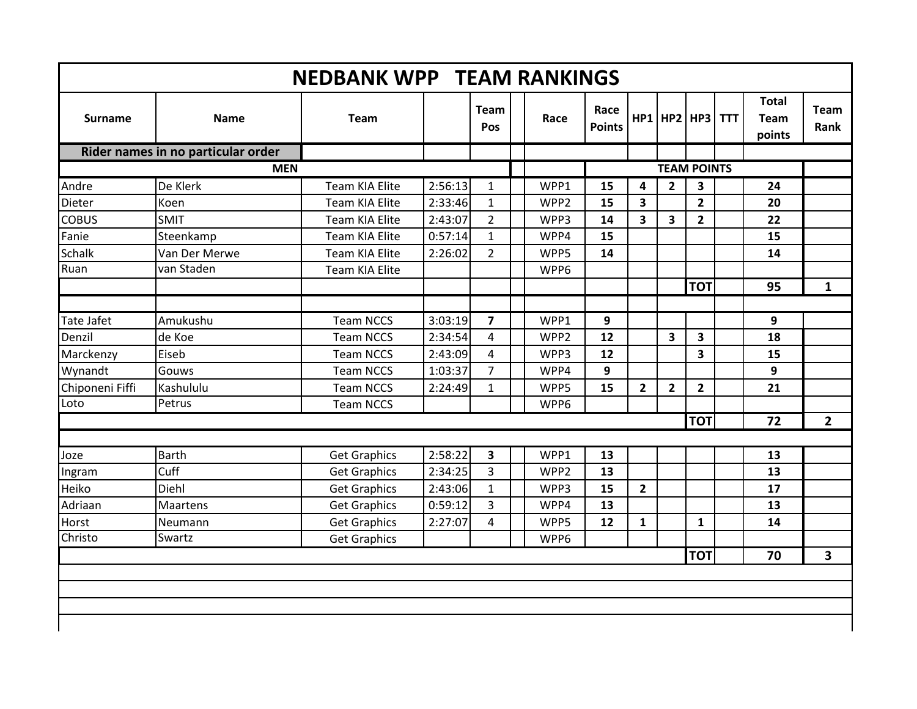# NEDBANK WPP TEAM RANKINGS

| Surname | Name | Team | | Team Pos | | Race | Race Points | HP1 | HP2 | HP3 | TTT | Total Team points | Team Rank |
|---|---|---|---|---|---|---|---|---|---|---|---|---|---|
| **Rider names in no particular order** | | | | | | | | | | | | | |
| **MEN** | | | | | | | **TEAM POINTS** | | | | | | |
| Andre | De Klerk | Team KIA Elite | 2:56:13 | 1 | | WPP1 | **15** | **4** | **2** | **3** | | **24** | |
| Dieter | Koen | Team KIA Elite | 2:33:46 | 1 | | WPP2 | **15** | **3** | | **2** | | **20** | |
| COBUS | SMIT | Team KIA Elite | 2:43:07 | 2 | | WPP3 | **14** | **3** | **3** | **2** | | **22** | |
| Fanie | Steenkamp | Team KIA Elite | 0:57:14 | 1 | | WPP4 | **15** | | | | | **15** | |
| Schalk | Van Der Merwe | Team KIA Elite | 2:26:02 | 2 | | WPP5 | **14** | | | | | **14** | |
| Ruan | van Staden | Team KIA Elite | | | | WPP6 | | | | | | | |
| | | | | | | | | | | **TOT** | | **95** | **1** |
| | | | | | | | | | | | | | |
| Tate Jafet | Amukushu | Team NCCS | 3:03:19 | **7** | | WPP1 | **9** | | | | | **9** | |
| Denzil | de Koe | Team NCCS | 2:34:54 | 4 | | WPP2 | **12** | | **3** | **3** | | **18** | |
| Marckenzy | Eiseb | Team NCCS | 2:43:09 | 4 | | WPP3 | **12** | | | **3** | | **15** | |
| Wynandt | Gouws | Team NCCS | 1:03:37 | 7 | | WPP4 | **9** | | | | | **9** | |
| Chiponeni Fiffi | Kashululu | Team NCCS | 2:24:49 | 1 | | WPP5 | **15** | **2** | **2** | **2** | | **21** | |
| Loto | Petrus | Team NCCS | | | | WPP6 | | | | | | | |
| | | | | | | | | | | **TOT** | | **72** | **2** |
| | | | | | | | | | | | | | |
| Joze | Barth | Get Graphics | 2:58:22 | **3** | | WPP1 | **13** | | | | | **13** | |
| Ingram | Cuff | Get Graphics | 2:34:25 | 3 | | WPP2 | **13** | | | | | **13** | |
| Heiko | Diehl | Get Graphics | 2:43:06 | 1 | | WPP3 | **15** | **2** | | | | **17** | |
| Adriaan | Maartens | Get Graphics | 0:59:12 | 3 | | WPP4 | **13** | | | | | **13** | |
| Horst | Neumann | Get Graphics | 2:27:07 | 4 | | WPP5 | **12** | **1** | | **1** | | **14** | |
| Christo | Swartz | Get Graphics | | | | WPP6 | | | | | | | |
| | | | | | | | | | | **TOT** | | **70** | **3** |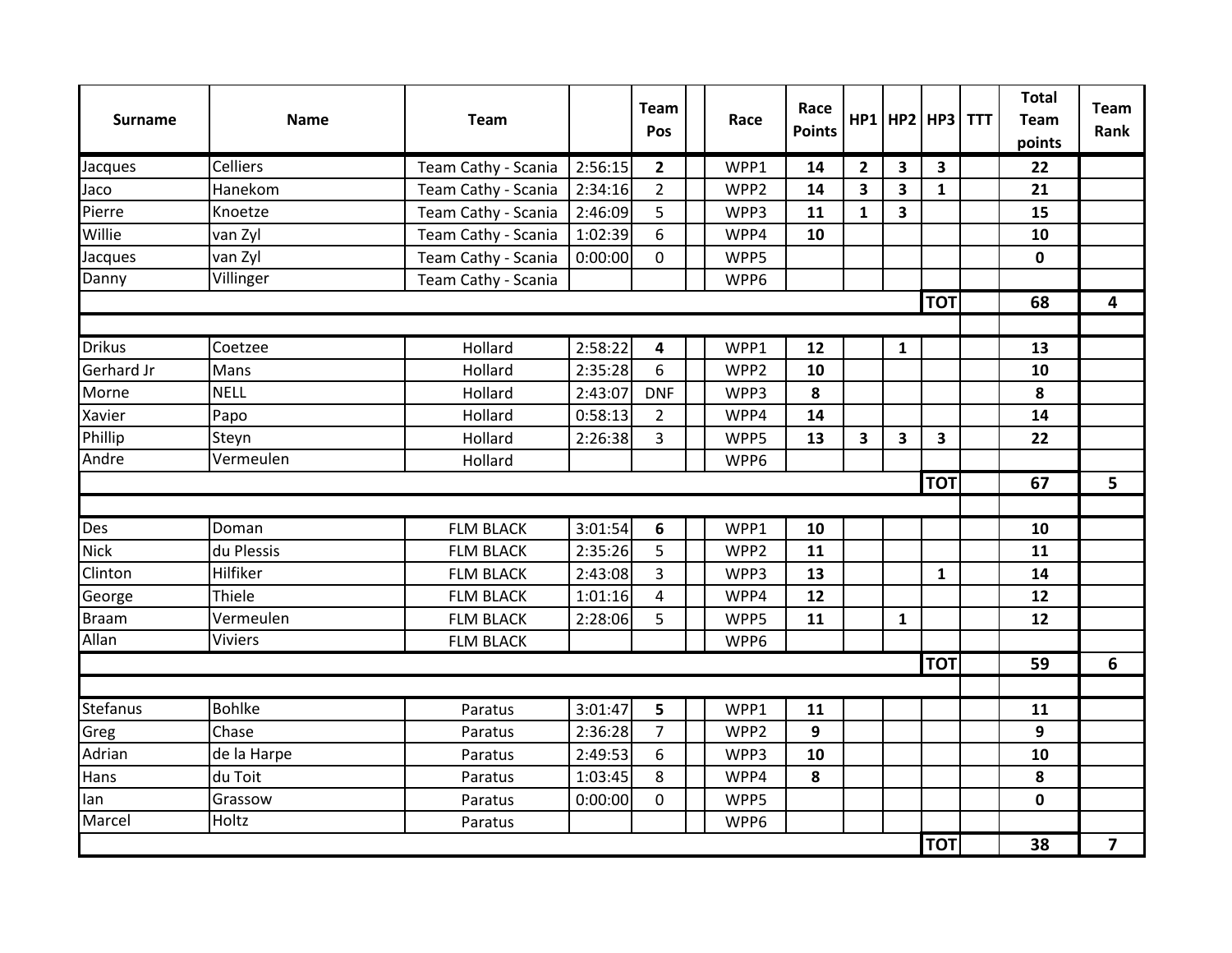| Surname | Name | Team | | Team Pos | | Race | Race Points | HP1 | HP2 | HP3 | TTT | Total Team points | Team Rank |
|---|---|---|---|---|---|---|---|---|---|---|---|---|---|
| Jacques | Celliers | Team Cathy - Scania | 2:56:15 | **2** | | WPP1 | **14** | **2** | **3** | **3** | | **22** | |
| Jaco | Hanekom | Team Cathy - Scania | 2:34:16 | 2 | | WPP2 | **14** | **3** | **3** | **1** | | **21** | |
| Pierre | Knoetze | Team Cathy - Scania | 2:46:09 | 5 | | WPP3 | **11** | **1** | **3** | | | **15** | |
| Willie | van Zyl | Team Cathy - Scania | 1:02:39 | 6 | | WPP4 | **10** | | | | | **10** | |
| Jacques | van Zyl | Team Cathy - Scania | 0:00:00 | 0 | | WPP5 | | | | | | **0** | |
| Danny | Villinger | Team Cathy - Scania | | | | WPP6 | | | | | | | |
| | | | | | | | | | | **TOT** | | **68** | **4** |
| | | | | | | | | | | | | | |
| Drikus | Coetzee | Hollard | 2:58:22 | **4** | | WPP1 | **12** | | **1** | | | **13** | |
| Gerhard Jr | Mans | Hollard | 2:35:28 | 6 | | WPP2 | **10** | | | | | **10** | |
| Morne | NELL | Hollard | 2:43:07 | DNF | | WPP3 | **8** | | | | | **8** | |
| Xavier | Papo | Hollard | 0:58:13 | 2 | | WPP4 | **14** | | | | | **14** | |
| Phillip | Steyn | Hollard | 2:26:38 | 3 | | WPP5 | **13** | **3** | **3** | **3** | | **22** | |
| Andre | Vermeulen | Hollard | | | | WPP6 | | | | | | | |
| | | | | | | | | | | **TOT** | | **67** | **5** |
| | | | | | | | | | | | | | |
| Des | Doman | FLM BLACK | 3:01:54 | **6** | | WPP1 | **10** | | | | | **10** | |
| Nick | du Plessis | FLM BLACK | 2:35:26 | 5 | | WPP2 | **11** | | | | | **11** | |
| Clinton | Hilfiker | FLM BLACK | 2:43:08 | 3 | | WPP3 | **13** | | | **1** | | **14** | |
| George | Thiele | FLM BLACK | 1:01:16 | 4 | | WPP4 | **12** | | | | | **12** | |
| Braam | Vermeulen | FLM BLACK | 2:28:06 | 5 | | WPP5 | **11** | | **1** | | | **12** | |
| Allan | Viviers | FLM BLACK | | | | WPP6 | | | | | | | |
| | | | | | | | | | | **TOT** | | **59** | **6** |
| | | | | | | | | | | | | | |
| Stefanus | Bohlke | Paratus | 3:01:47 | **5** | | WPP1 | **11** | | | | | **11** | |
| Greg | Chase | Paratus | 2:36:28 | 7 | | WPP2 | **9** | | | | | **9** | |
| Adrian | de la Harpe | Paratus | 2:49:53 | 6 | | WPP3 | **10** | | | | | **10** | |
| Hans | du Toit | Paratus | 1:03:45 | 8 | | WPP4 | **8** | | | | | **8** | |
| Ian | Grassow | Paratus | 0:00:00 | 0 | | WPP5 | | | | | | **0** | |
| Marcel | Holtz | Paratus | | | | WPP6 | | | | | | | |
| | | | | | | | | | | **TOT** | | **38** | **7** |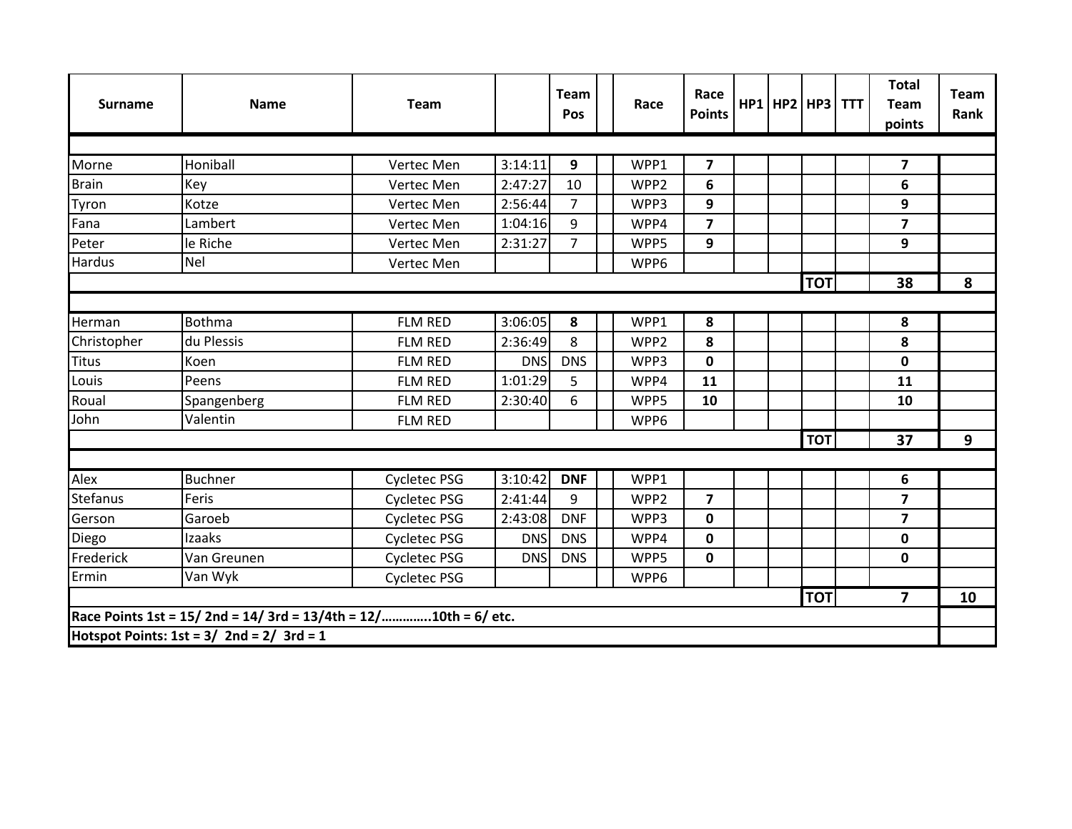| Surname | Name | Team | | Team Pos | | Race | Race Points | HP1 | HP2 | HP3 | TTT | Total Team points | Team Rank |
|---|---|---|---|---|---|---|---|---|---|---|---|---|---|
| | | | | | | | | | | | | | |
| Morne | Honiball | Vertec Men | 3:14:11 | **9** | | WPP1 | **7** | | | | | **7** | |
| Brain | Key | Vertec Men | 2:47:27 | 10 | | WPP2 | **6** | | | | | **6** | |
| Tyron | Kotze | Vertec Men | 2:56:44 | 7 | | WPP3 | **9** | | | | | **9** | |
| Fana | Lambert | Vertec Men | 1:04:16 | 9 | | WPP4 | **7** | | | | | **7** | |
| Peter | le Riche | Vertec Men | 2:31:27 | 7 | | WPP5 | **9** | | | | | **9** | |
| Hardus | Nel | Vertec Men | | | | WPP6 | | | | | | | |
| | | | | | | | | | | **TOT** | | **38** | **8** |
| | | | | | | | | | | | | | |
| Herman | Bothma | FLM RED | 3:06:05 | **8** | | WPP1 | **8** | | | | | **8** | |
| Christopher | du Plessis | FLM RED | 2:36:49 | 8 | | WPP2 | **8** | | | | | **8** | |
| Titus | Koen | FLM RED | DNS | DNS | | WPP3 | **0** | | | | | **0** | |
| Louis | Peens | FLM RED | 1:01:29 | 5 | | WPP4 | **11** | | | | | **11** | |
| Roual | Spangenberg | FLM RED | 2:30:40 | 6 | | WPP5 | **10** | | | | | **10** | |
| John | Valentin | FLM RED | | | | WPP6 | | | | | | | |
| | | | | | | | | | | **TOT** | | **37** | **9** |
| | | | | | | | | | | | | | |
| Alex | Buchner | Cycletec PSG | 3:10:42 | **DNF** | | WPP1 | | | | | | **6** | |
| Stefanus | Feris | Cycletec PSG | 2:41:44 | 9 | | WPP2 | **7** | | | | | **7** | |
| Gerson | Garoeb | Cycletec PSG | 2:43:08 | DNF | | WPP3 | **0** | | | | | **7** | |
| Diego | Izaaks | Cycletec PSG | DNS | DNS | | WPP4 | **0** | | | | | **0** | |
| Frederick | Van Greunen | Cycletec PSG | DNS | DNS | | WPP5 | **0** | | | | | **0** | |
| Ermin | Van Wyk | Cycletec PSG | | | | WPP6 | | | | | | | |
| | | | | | | | | | | **TOT** | | **7** | **10** |
| **Race Points 1st = 15/ 2nd = 14/ 3rd = 13/4th = 12/…………..10th = 6/ etc.** | | | | | | | | | | | | | |
| **Hotspot Points: 1st = 3/ 2nd = 2/ 3rd = 1** | | | | | | | | | | | | | |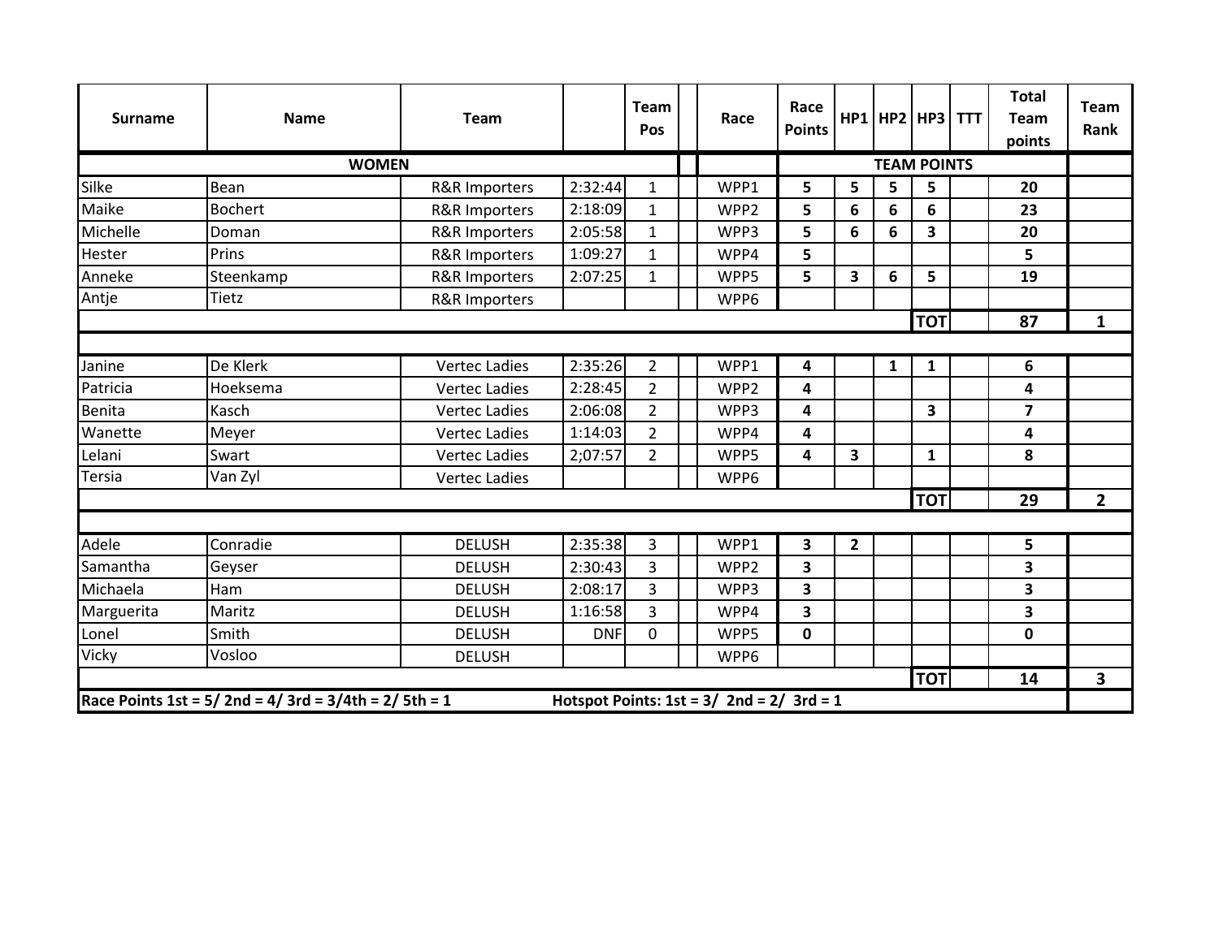| Surname | Name | Team | | Team Pos | | Race | Race Points | HP1 | HP2 | HP3 | TTT | Total Team points | Team Rank |
|---|---|---|---|---|---|---|---|---|---|---|---|---|---|
| **WOMEN** | | | | | | | **TEAM POINTS** | | | | | | |
| Silke | Bean | R&R Importers | 2:32:44 | 1 | | WPP1 | **5** | **5** | **5** | **5** | | **20** | |
| Maike | Bochert | R&R Importers | 2:18:09 | 1 | | WPP2 | **5** | **6** | **6** | **6** | | **23** | |
| Michelle | Doman | R&R Importers | 2:05:58 | 1 | | WPP3 | **5** | **6** | **6** | **3** | | **20** | |
| Hester | Prins | R&R Importers | 1:09:27 | 1 | | WPP4 | **5** | | | | | **5** | |
| Anneke | Steenkamp | R&R Importers | 2:07:25 | 1 | | WPP5 | **5** | **3** | **6** | **5** | | **19** | |
| Antje | Tietz | R&R Importers | | | | WPP6 | | | | | | | |
| | | | | | | | | | | **TOT** | | **87** | **1** |
| | | | | | | | | | | | | | |
| Janine | De Klerk | Vertec Ladies | 2:35:26 | 2 | | WPP1 | **4** | | **1** | **1** | | **6** | |
| Patricia | Hoeksema | Vertec Ladies | 2:28:45 | 2 | | WPP2 | **4** | | | | | **4** | |
| Benita | Kasch | Vertec Ladies | 2:06:08 | 2 | | WPP3 | **4** | | | **3** | | **7** | |
| Wanette | Meyer | Vertec Ladies | 1:14:03 | 2 | | WPP4 | **4** | | | | | **4** | |
| Lelani | Swart | Vertec Ladies | 2;07:57 | 2 | | WPP5 | **4** | **3** | | **1** | | **8** | |
| Tersia | Van Zyl | Vertec Ladies | | | | WPP6 | | | | | | | |
| | | | | | | | | | | **TOT** | | **29** | **2** |
| | | | | | | | | | | | | | |
| Adele | Conradie | DELUSH | 2:35:38 | 3 | | WPP1 | **3** | **2** | | | | **5** | |
| Samantha | Geyser | DELUSH | 2:30:43 | 3 | | WPP2 | **3** | | | | | **3** | |
| Michaela | Ham | DELUSH | 2:08:17 | 3 | | WPP3 | **3** | | | | | **3** | |
| Marguerita | Maritz | DELUSH | 1:16:58 | 3 | | WPP4 | **3** | | | | | **3** | |
| Lonel | Smith | DELUSH | DNF | 0 | | WPP5 | **0** | | | | | **0** | |
| Vicky | Vosloo | DELUSH | | | | WPP6 | | | | | | | |
| | | | | | | | | | | **TOT** | | **14** | **3** |

**Race Points 1st = 5/ 2nd = 4/ 3rd = 3/4th = 2/ 5th = 1**

**Hotspot Points: 1st = 3/ 2nd = 2/ 3rd = 1**